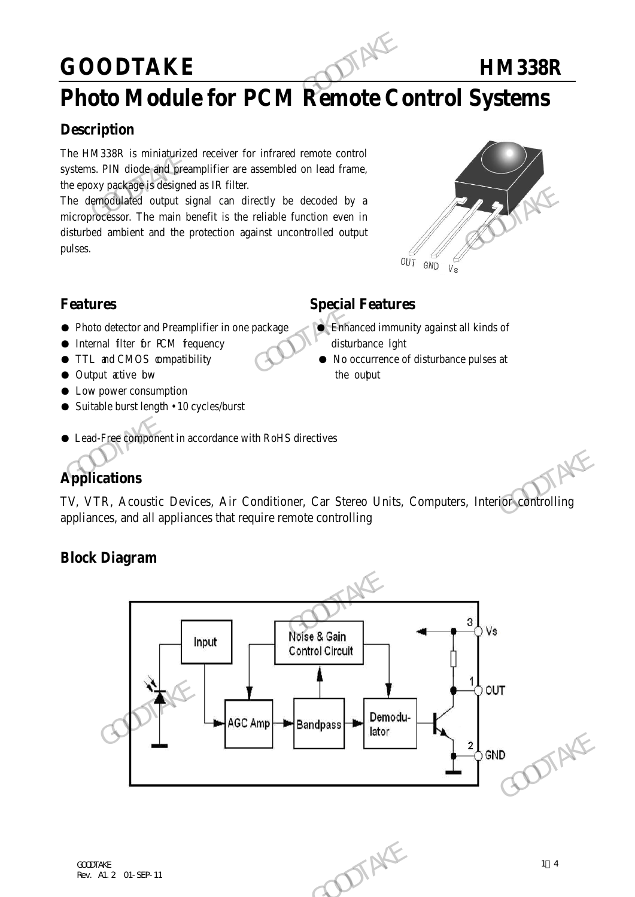# GOODTAKE HM338R

# Photo Module for PCM Remote Control Systems

## Description

The HM338R is miniaturized receiver for infrared remote control systems. PIN diode and preamplifier are assembled on lead frame, the epoxy package is designed as IR filter.

The demodulated output signal can directly be decoded by a microprocessor. The main benefit is the reliable function even in disturbed ambient and the protection against uncontrolled output pulses.

OUT GND Vs

## Features

- Photo detector and Preamplifier in one package
- Internal filter for PCM frequency
- TTL and CMOS compatibility
- Output active low
- Low power consumption
- Suitable burst length • 10 cycles/burst
- Lead-Free component in accordance with RoHS directives

## Special Features

- Enhanced immunity against all kinds of disturbance light
- No occurrence of disturbance pulses at the output

## Applications

TV, VTR, Acoustic Devices, Air Conditioner, Car Stereo Units, Computers, Interior controlling appliances, and all appliances that require remote controlling

## Block Diagram

Input, Noise & Gain Control Circuit, AGC Amp, Bandpass, Demodulator, 3 Vs, 1 OUT, 2 GND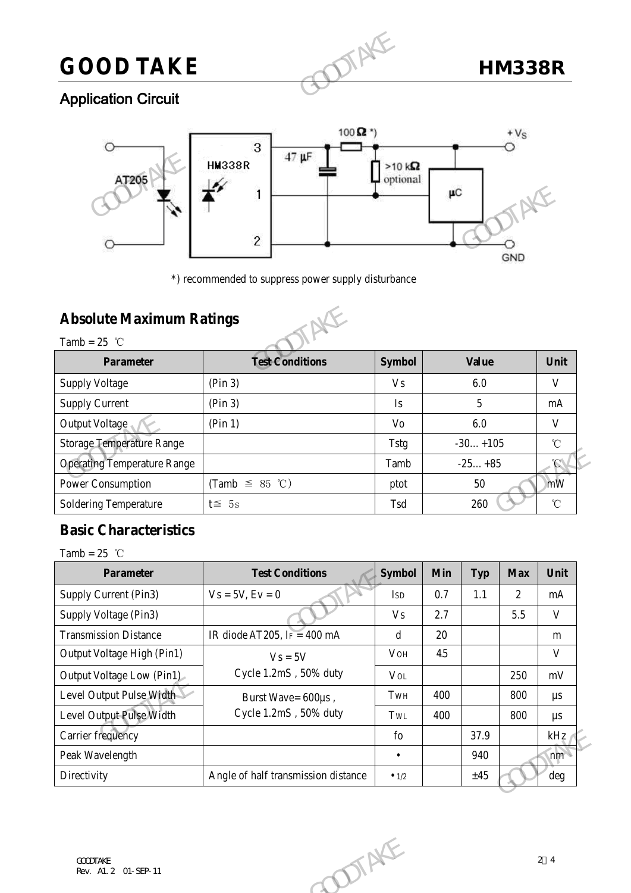## Application Circuit

*) recommended to suppress power supply disturbance

## Absolute Maximum Ratings

Tamb = 25 ℃

| Parameter | Test Conditions | Symbol | Value | Unit |
|---|---|---|---|---|
| Supply Voltage | (Pin 3) | Vs | 6.0 | V |
| Supply Current | (Pin 3) | Is | 5 | mA |
| Output Voltage | (Pin 1) | Vo | 6.0 | V |
| Storage Temperature Range | | Tstg | -30… +105 | ℃ |
| Operating Temperature Range | | Tamb | -25… +85 | ℃ |
| Power Consumption | (Tamb ≦ 85 ℃) | ptot | 50 | mW |
| Soldering Temperature | t≦ 5s | Tsd | 260 | ℃ |

## Basic Characteristics

Tamb = 25 ℃

| Parameter | Test Conditions | Symbol | Min | Typ | Max | Unit |
|---|---|---|---|---|---|---|
| Supply Current (Pin3) | Vs = 5V, Ev = 0 | $I_{SD}$ | 0.7 | 1.1 | 2 | mA |
| Supply Voltage (Pin3) | | Vs | 2.7 | | 5.5 | V |
| Transmission Distance | IR diode AT205, $I_F$ = 400 mA | d | 20 | | | m |
| Output Voltage High (Pin1) | Vs = 5V Cycle 1.2mS , 50% duty | $V_{OH}$ | 4.5 | | | V |
| Output Voltage Low (Pin1) | | $V_{OL}$ | | | 250 | mV |
| Level Output Pulse Width | Burst Wave= 600µs , Cycle 1.2mS , 50% duty | $T_{WH}$ | 400 | | 800 | µs |
| Level Output Pulse Width | | $T_{WL}$ | 400 | | 800 | µs |
| Carrier frequency | | fo | | 37.9 | | kHz |
| Peak Wavelength | | • | | 940 | | nm |
| Directivity | Angle of half transmission distance | $•_{1/2}$ | | ±45 | | deg |

GOODTAKE
Rev. A1.2 01-SEP-11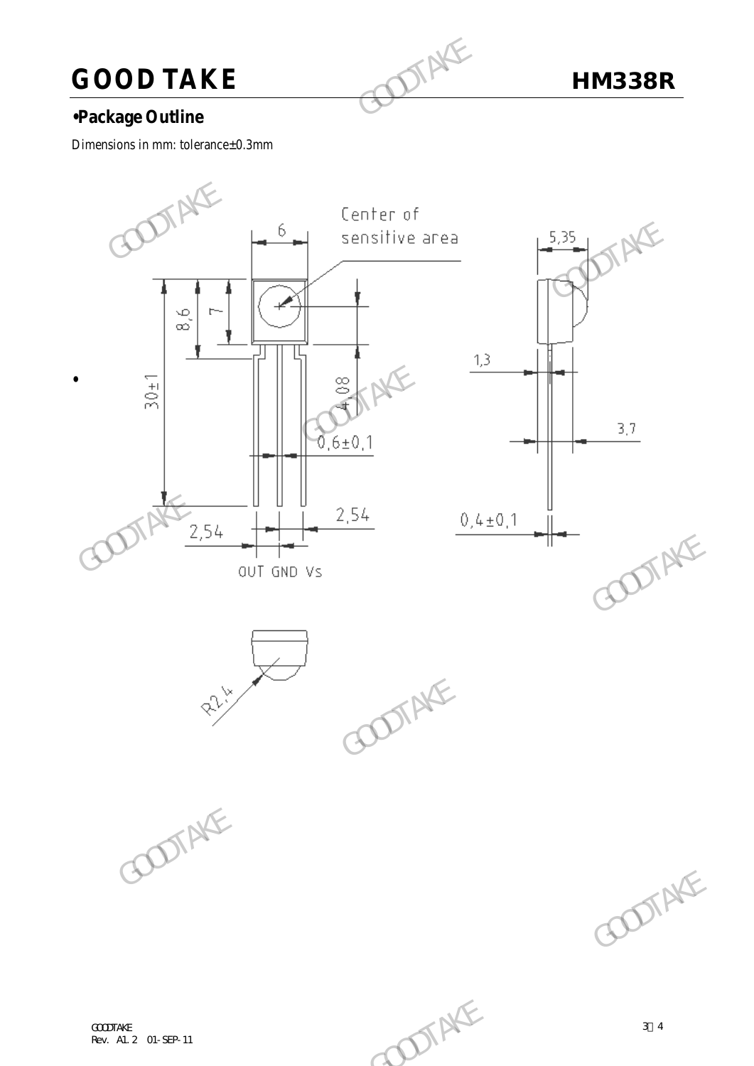## •Package Outline

Dimensions in mm: tolerance±0.3mm

Center of sensitive area

6

5,35

8,6

7

30±1

4,08

1,3

3,7

0,6±0,1

2,54

2,54

0,4±0,1

OUT GND Vs

R2,4